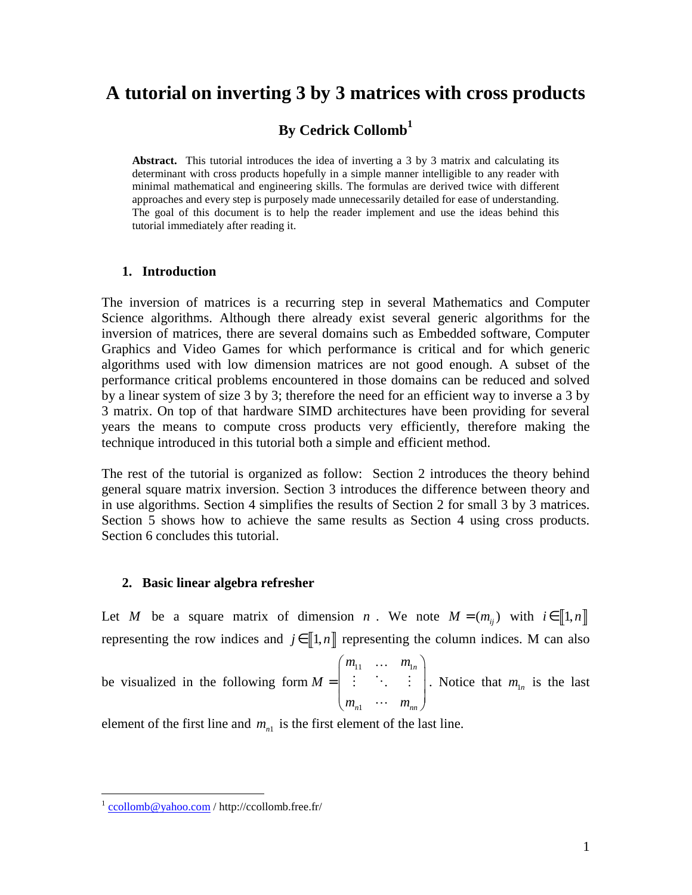# A tutorial on inverting 3 by 3 matrices with cross products

## By Cedrick Collomb[1]

**Abstract.** This tutorial introduces the idea of inverting a 3 by 3 matrix and calculating its determinant with cross products hopefully in a simple manner intelligible to any reader with minimal mathematical and engineering skills. The formulas are derived twice with different approaches and every step is purposely made unnecessarily detailed for ease of understanding. The goal of this document is to help the reader implement and use the ideas behind this tutorial immediately after reading it.

### 1. Introduction

The inversion of matrices is a recurring step in several Mathematics and Computer Science algorithms. Although there already exist several generic algorithms for the inversion of matrices, there are several domains such as Embedded software, Computer Graphics and Video Games for which performance is critical and for which generic algorithms used with low dimension matrices are not good enough. A subset of the performance critical problems encountered in those domains can be reduced and solved by a linear system of size 3 by 3; therefore the need for an efficient way to inverse a 3 by 3 matrix. On top of that hardware SIMD architectures have been providing for several years the means to compute cross products very efficiently, therefore making the technique introduced in this tutorial both a simple and efficient method.

The rest of the tutorial is organized as follow: Section 2 introduces the theory behind general square matrix inversion. Section 3 introduces the difference between theory and in use algorithms. Section 4 simplifies the results of Section 2 for small 3 by 3 matrices. Section 5 shows how to achieve the same results as Section 4 using cross products. Section 6 concludes this tutorial.

### 2. Basic linear algebra refresher

Let $M$ be a square matrix of dimension $n$. We note $M = (m_{ij})$ with $i \in [\![1, n]\!]$ representing the row indices and $j \in [\![1, n]\!]$ representing the column indices. M can also be visualized in the following form $M = \begin{pmatrix} m_{11} & \cdots & m_{1n} \\ \vdots & \ddots & \vdots \\ m_{n1} & \cdots & m_{nn} \end{pmatrix}$. Notice that $m_{1n}$ is the last element of the first line and $m_{n1}$ is the first element of the last line.

---

[1] ccollomb@yahoo.com / http://ccollomb.free.fr/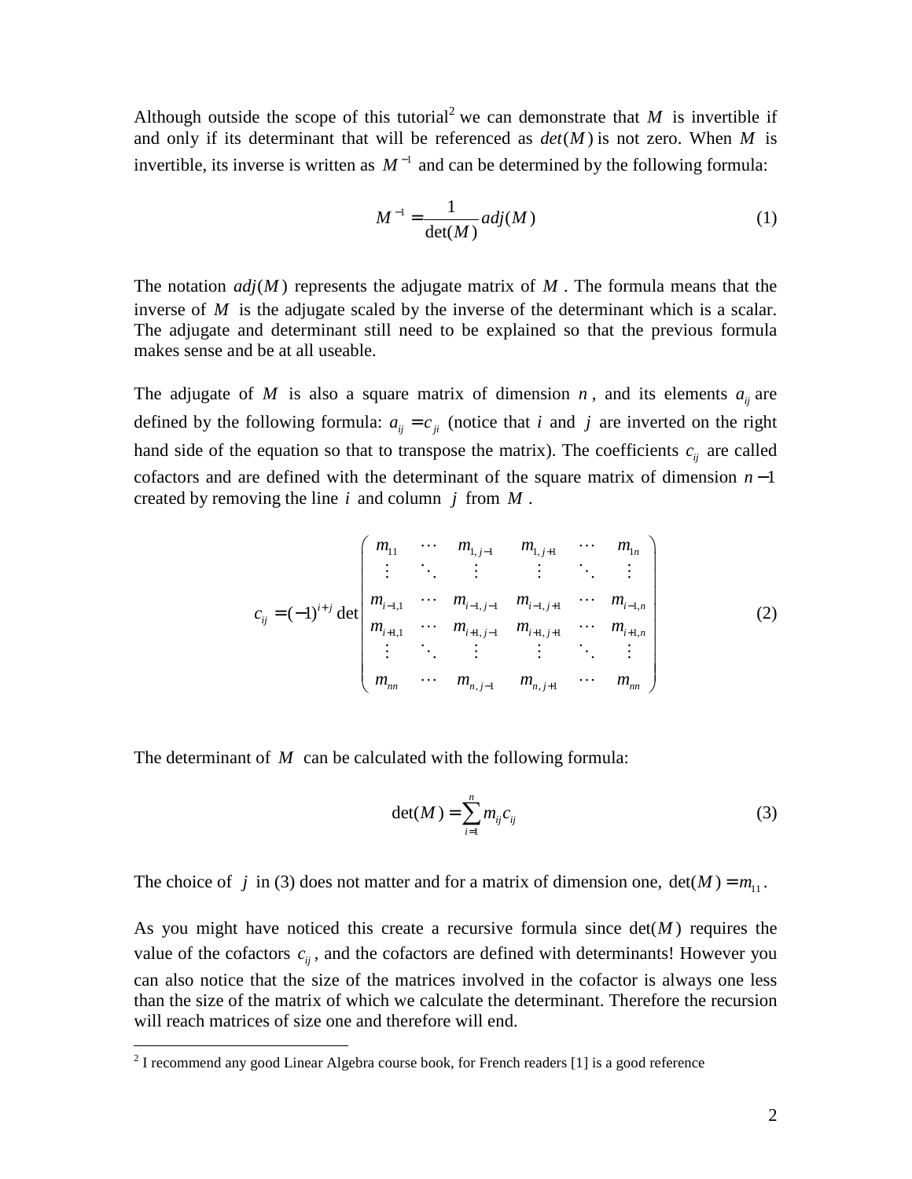Although outside the scope of this tutorial[2] we can demonstrate that $M$ is invertible if and only if its determinant that will be referenced as $det(M)$ is not zero. When $M$ is invertible, its inverse is written as $M^{-1}$ and can be determined by the following formula:

$$M^{-1} = \frac{1}{\det(M)} adj(M) \tag{1}$$

The notation $adj(M)$ represents the adjugate matrix of $M$. The formula means that the inverse of $M$ is the adjugate scaled by the inverse of the determinant which is a scalar. The adjugate and determinant still need to be explained so that the previous formula makes sense and be at all useable.

The adjugate of $M$ is also a square matrix of dimension $n$, and its elements $a_{ij}$ are defined by the following formula: $a_{ij} = c_{ji}$ (notice that $i$ and $j$ are inverted on the right hand side of the equation so that to transpose the matrix). The coefficients $c_{ij}$ are called cofactors and are defined with the determinant of the square matrix of dimension $n-1$ created by removing the line $i$ and column $j$ from $M$.

$$c_{ij} = (-1)^{i+j} \det \begin{pmatrix} m_{11} & \cdots & m_{1,j-1} & m_{1,j+1} & \cdots & m_{1n} \\ \vdots & \ddots & \vdots & \vdots & \ddots & \vdots \\ m_{i-1,1} & \cdots & m_{i-1,j-1} & m_{i-1,j+1} & \cdots & m_{i-1,n} \\ m_{i+1,1} & \cdots & m_{i+1,j-1} & m_{i+1,j+1} & \cdots & m_{i+1,n} \\ \vdots & \ddots & \vdots & \vdots & \ddots & \vdots \\ m_{nn} & \cdots & m_{n,j-1} & m_{n,j+1} & \cdots & m_{nn} \end{pmatrix} \tag{2}$$

The determinant of $M$ can be calculated with the following formula:

$$\det(M) = \sum_{i=1}^{n} m_{ij} c_{ij} \tag{3}$$

The choice of $j$ in (3) does not matter and for a matrix of dimension one, $\det(M) = m_{11}$.

As you might have noticed this create a recursive formula since $\det(M)$ requires the value of the cofactors $c_{ij}$, and the cofactors are defined with determinants! However you can also notice that the size of the matrices involved in the cofactor is always one less than the size of the matrix of which we calculate the determinant. Therefore the recursion will reach matrices of size one and therefore will end.

---

[2] I recommend any good Linear Algebra course book, for French readers [1] is a good reference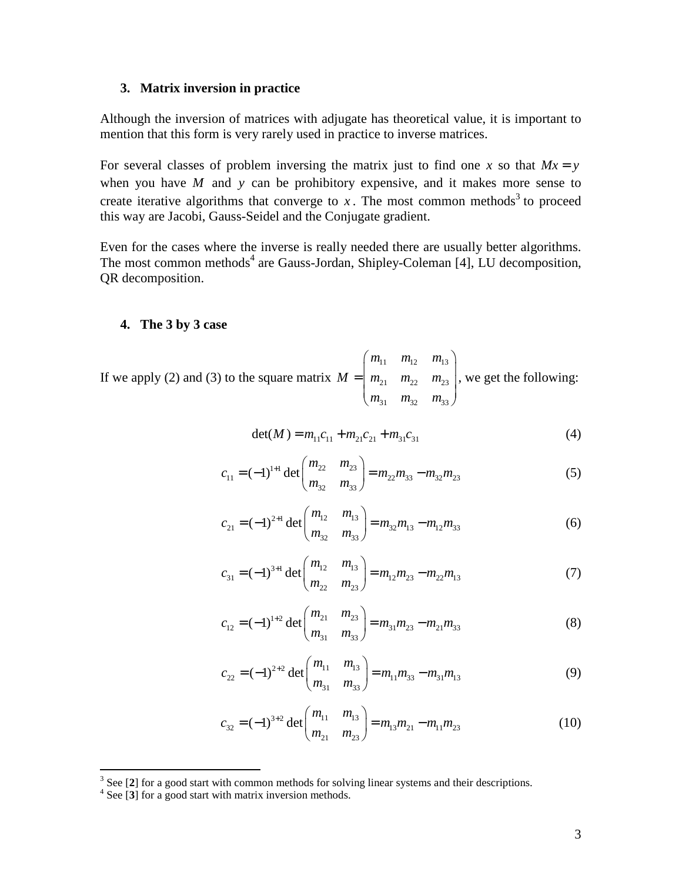### 3. Matrix inversion in practice

Although the inversion of matrices with adjugate has theoretical value, it is important to mention that this form is very rarely used in practice to inverse matrices.

For several classes of problem inversing the matrix just to find one $x$ so that $Mx = y$ when you have $M$ and $y$ can be prohibitory expensive, and it makes more sense to create iterative algorithms that converge to $x$. The most common methods[3] to proceed this way are Jacobi, Gauss-Seidel and the Conjugate gradient.

Even for the cases where the inverse is really needed there are usually better algorithms. The most common methods[4] are Gauss-Jordan, Shipley-Coleman [4], LU decomposition, QR decomposition.

### 4. The 3 by 3 case

If we apply (2) and (3) to the square matrix $M = \begin{pmatrix} m_{11} & m_{12} & m_{13} \\ m_{21} & m_{22} & m_{23} \\ m_{31} & m_{32} & m_{33} \end{pmatrix}$, we get the following:

$$\det(M) = m_{11}c_{11} + m_{21}c_{21} + m_{31}c_{31} \tag{4}$$

$$c_{11} = (-1)^{1+1} \det \begin{pmatrix} m_{22} & m_{23} \\ m_{32} & m_{33} \end{pmatrix} = m_{22}m_{33} - m_{32}m_{23} \tag{5}$$

$$c_{21} = (-1)^{2+1} \det \begin{pmatrix} m_{12} & m_{13} \\ m_{32} & m_{33} \end{pmatrix} = m_{32}m_{13} - m_{12}m_{33} \tag{6}$$

$$c_{31} = (-1)^{3+1} \det \begin{pmatrix} m_{12} & m_{13} \\ m_{22} & m_{23} \end{pmatrix} = m_{12}m_{23} - m_{22}m_{13} \tag{7}$$

$$c_{12} = (-1)^{1+2} \det \begin{pmatrix} m_{21} & m_{23} \\ m_{31} & m_{33} \end{pmatrix} = m_{31}m_{23} - m_{21}m_{33} \tag{8}$$

$$c_{22} = (-1)^{2+2} \det \begin{pmatrix} m_{11} & m_{13} \\ m_{31} & m_{33} \end{pmatrix} = m_{11}m_{33} - m_{31}m_{13} \tag{9}$$

$$c_{32} = (-1)^{3+2} \det \begin{pmatrix} m_{11} & m_{13} \\ m_{21} & m_{23} \end{pmatrix} = m_{13}m_{21} - m_{11}m_{23} \tag{10}$$

---

[3] See [**2**] for a good start with common methods for solving linear systems and their descriptions.

[4] See [**3**] for a good start with matrix inversion methods.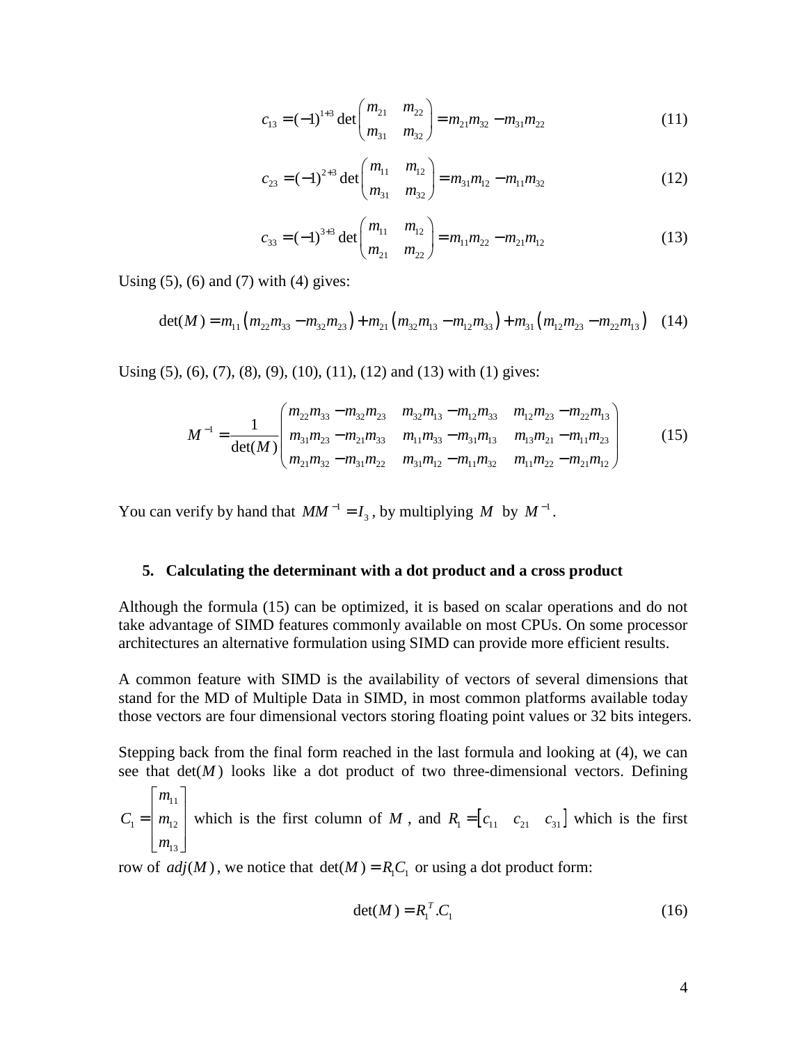$$c_{13} = (-1)^{1+3} \det \begin{pmatrix} m_{21} & m_{22} \\ m_{31} & m_{32} \end{pmatrix} = m_{21}m_{32} - m_{31}m_{22} \tag{11}$$

$$c_{23} = (-1)^{2+3} \det \begin{pmatrix} m_{11} & m_{12} \\ m_{31} & m_{32} \end{pmatrix} = m_{31}m_{12} - m_{11}m_{32} \tag{12}$$

$$c_{33} = (-1)^{3+3} \det \begin{pmatrix} m_{11} & m_{12} \\ m_{21} & m_{22} \end{pmatrix} = m_{11}m_{22} - m_{21}m_{12} \tag{13}$$

Using (5), (6) and (7) with (4) gives:

$$\det(M) = m_{11}\left(m_{22}m_{33} - m_{32}m_{23}\right) + m_{21}\left(m_{32}m_{13} - m_{12}m_{33}\right) + m_{31}\left(m_{12}m_{23} - m_{22}m_{13}\right) \tag{14}$$

Using (5), (6), (7), (8), (9), (10), (11), (12) and (13) with (1) gives:

$$M^{-1} = \frac{1}{\det(M)} \begin{pmatrix} m_{22}m_{33} - m_{32}m_{23} & m_{32}m_{13} - m_{12}m_{33} & m_{12}m_{23} - m_{22}m_{13} \\ m_{31}m_{23} - m_{21}m_{33} & m_{11}m_{33} - m_{31}m_{13} & m_{13}m_{21} - m_{11}m_{23} \\ m_{21}m_{32} - m_{31}m_{22} & m_{31}m_{12} - m_{11}m_{32} & m_{11}m_{22} - m_{21}m_{12} \end{pmatrix} \tag{15}$$

You can verify by hand that $MM^{-1} = I_3$, by multiplying $M$ by $M^{-1}$.

## 5. Calculating the determinant with a dot product and a cross product

Although the formula (15) can be optimized, it is based on scalar operations and do not take advantage of SIMD features commonly available on most CPUs. On some processor architectures an alternative formulation using SIMD can provide more efficient results.

A common feature with SIMD is the availability of vectors of several dimensions that stand for the MD of Multiple Data in SIMD, in most common platforms available today those vectors are four dimensional vectors storing floating point values or 32 bits integers.

Stepping back from the final form reached in the last formula and looking at (4), we can see that $\det(M)$ looks like a dot product of two three-dimensional vectors. Defining $C_1 = \begin{bmatrix} m_{11} \\ m_{12} \\ m_{13} \end{bmatrix}$ which is the first column of $M$, and $R_1 = \begin{bmatrix} c_{11} & c_{21} & c_{31} \end{bmatrix}$ which is the first row of $adj(M)$, we notice that $\det(M) = R_1 C_1$ or using a dot product form:

$$\det(M) = R_1^{\,T}.C_1 \tag{16}$$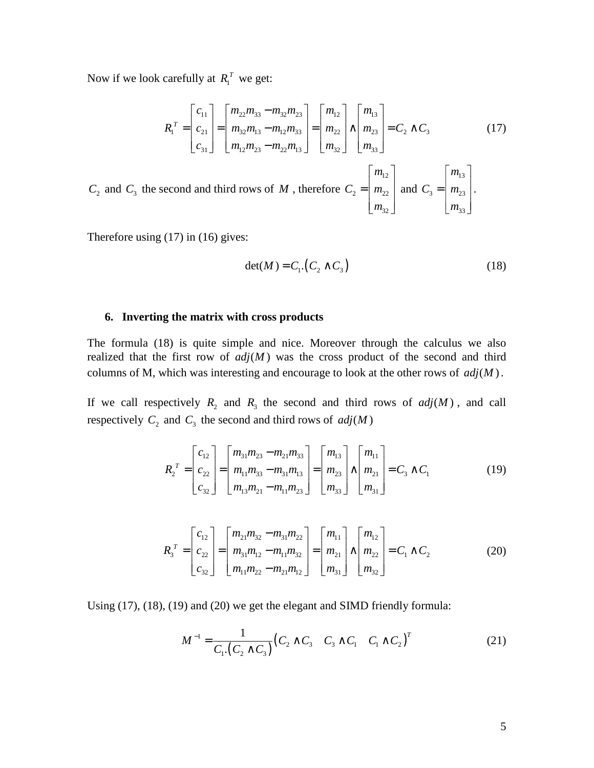Now if we look carefully at $R_1^T$ we get:

$$R_1^T = \begin{bmatrix} c_{11} \\ c_{21} \\ c_{31} \end{bmatrix} = \begin{bmatrix} m_{22}m_{33} - m_{32}m_{23} \\ m_{32}m_{13} - m_{12}m_{33} \\ m_{12}m_{23} - m_{22}m_{13} \end{bmatrix} = \begin{bmatrix} m_{12} \\ m_{22} \\ m_{32} \end{bmatrix} \wedge \begin{bmatrix} m_{13} \\ m_{23} \\ m_{33} \end{bmatrix} = C_2 \wedge C_3 \tag{17}$$

$C_2$ and $C_3$ the second and third rows of $M$, therefore $C_2 = \begin{bmatrix} m_{12} \\ m_{22} \\ m_{32} \end{bmatrix}$ and $C_3 = \begin{bmatrix} m_{13} \\ m_{23} \\ m_{33} \end{bmatrix}$.

Therefore using (17) in (16) gives:

$$\det(M) = C_1 . \left( C_2 \wedge C_3 \right) \tag{18}$$

## 6. Inverting the matrix with cross products

The formula (18) is quite simple and nice. Moreover through the calculus we also realized that the first row of $adj(M)$ was the cross product of the second and third columns of M, which was interesting and encourage to look at the other rows of $adj(M)$.

If we call respectively $R_2$ and $R_3$ the second and third rows of $adj(M)$, and call respectively $C_2$ and $C_3$ the second and third rows of $adj(M)$

$$R_2^T = \begin{bmatrix} c_{12} \\ c_{22} \\ c_{32} \end{bmatrix} = \begin{bmatrix} m_{31}m_{23} - m_{21}m_{33} \\ m_{11}m_{33} - m_{31}m_{13} \\ m_{13}m_{21} - m_{11}m_{23} \end{bmatrix} = \begin{bmatrix} m_{13} \\ m_{23} \\ m_{33} \end{bmatrix} \wedge \begin{bmatrix} m_{11} \\ m_{21} \\ m_{31} \end{bmatrix} = C_3 \wedge C_1 \tag{19}$$

$$R_3^T = \begin{bmatrix} c_{12} \\ c_{22} \\ c_{32} \end{bmatrix} = \begin{bmatrix} m_{21}m_{32} - m_{31}m_{22} \\ m_{31}m_{12} - m_{11}m_{32} \\ m_{11}m_{22} - m_{21}m_{12} \end{bmatrix} = \begin{bmatrix} m_{11} \\ m_{21} \\ m_{31} \end{bmatrix} \wedge \begin{bmatrix} m_{12} \\ m_{22} \\ m_{32} \end{bmatrix} = C_1 \wedge C_2 \tag{20}$$

Using (17), (18), (19) and (20) we get the elegant and SIMD friendly formula:

$$M^{-1} = \frac{1}{C_1 . \left( C_2 \wedge C_3 \right)} \left( C_2 \wedge C_3 \quad C_3 \wedge C_1 \quad C_1 \wedge C_2 \right)^T \tag{21}$$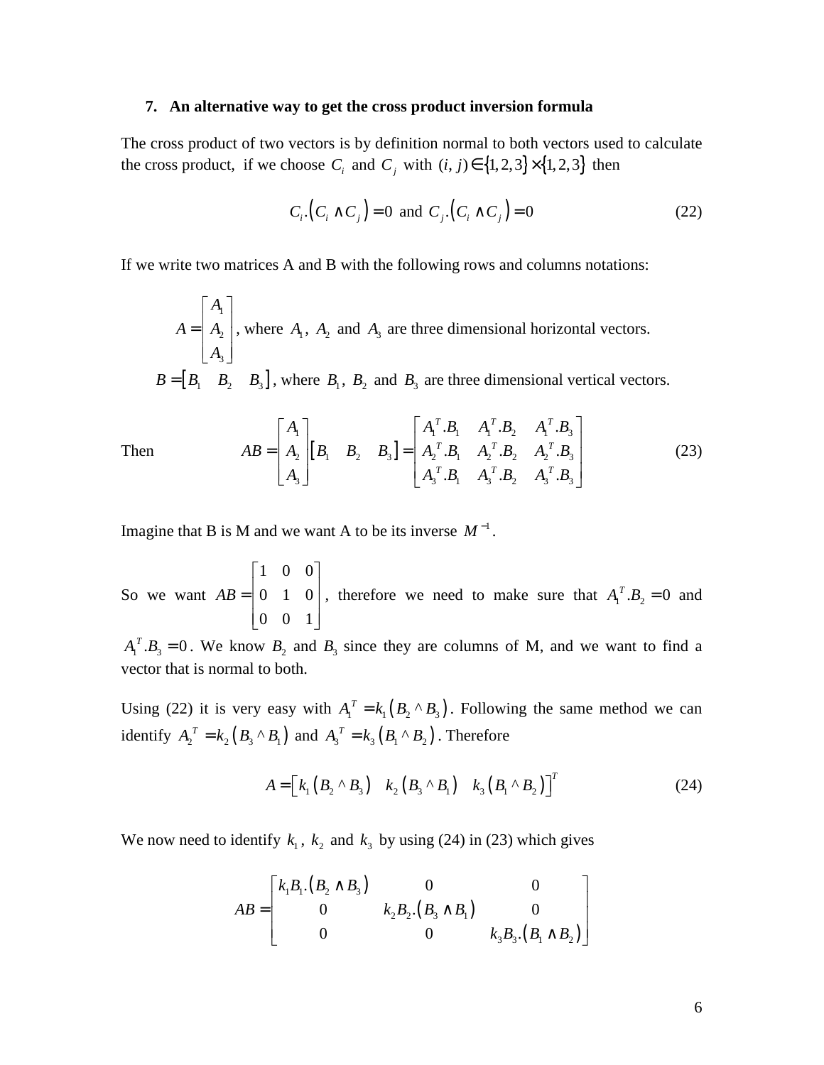## 7. An alternative way to get the cross product inversion formula

The cross product of two vectors is by definition normal to both vectors used to calculate the cross product, if we choose $C_i$ and $C_j$ with $(i, j) \in \{1, 2, 3\} \times \{1, 2, 3\}$ then

$$C_i.(C_i \wedge C_j) = 0 \text{ and } C_j.(C_i \wedge C_j) = 0 \tag{22}$$

If we write two matrices A and B with the following rows and columns notations:

$A = \begin{bmatrix} A_1 \\ A_2 \\ A_3 \end{bmatrix}$, where $A_1$, $A_2$ and $A_3$ are three dimensional horizontal vectors.

$B = \begin{bmatrix} B_1 & B_2 & B_3 \end{bmatrix}$, where $B_1$, $B_2$ and $B_3$ are three dimensional vertical vectors.

Then
$$AB = \begin{bmatrix} A_1 \\ A_2 \\ A_3 \end{bmatrix} \begin{bmatrix} B_1 & B_2 & B_3 \end{bmatrix} = \begin{bmatrix} A_1^T.B_1 & A_1^T.B_2 & A_1^T.B_3 \\ A_2^T.B_1 & A_2^T.B_2 & A_2^T.B_3 \\ A_3^T.B_1 & A_3^T.B_2 & A_3^T.B_3 \end{bmatrix} \tag{23}$$

Imagine that B is M and we want A to be its inverse $M^{-1}$.

So we want $AB = \begin{bmatrix} 1 & 0 & 0 \\ 0 & 1 & 0 \\ 0 & 0 & 1 \end{bmatrix}$, therefore we need to make sure that $A_1^T.B_2 = 0$ and $A_1^T.B_3 = 0$. We know $B_2$ and $B_3$ since they are columns of M, and we want to find a vector that is normal to both.

Using (22) it is very easy with $A_1^T = k_1(B_2 \wedge B_3)$. Following the same method we can identify $A_2^T = k_2(B_3 \wedge B_1)$ and $A_3^T = k_3(B_1 \wedge B_2)$. Therefore

$$A = \begin{bmatrix} k_1(B_2 \wedge B_3) & k_2(B_3 \wedge B_1) & k_3(B_1 \wedge B_2) \end{bmatrix}^T \tag{24}$$

We now need to identify $k_1$, $k_2$ and $k_3$ by using (24) in (23) which gives

$$AB = \begin{bmatrix} k_1 B_1.(B_2 \wedge B_3) & 0 & 0 \\ 0 & k_2 B_2.(B_3 \wedge B_1) & 0 \\ 0 & 0 & k_3 B_3.(B_1 \wedge B_2) \end{bmatrix}$$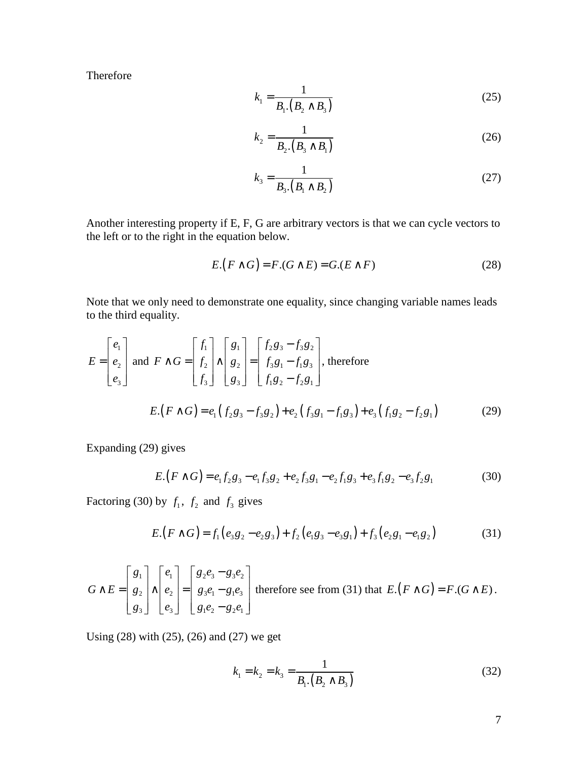Therefore

$$k_1 = \frac{1}{B_1.\left(B_2 \wedge B_3\right)} \tag{25}$$

$$k_2 = \frac{1}{B_2.\left(B_3 \wedge B_1\right)} \tag{26}$$

$$k_3 = \frac{1}{B_3.\left(B_1 \wedge B_2\right)} \tag{27}$$

Another interesting property if E, F, G are arbitrary vectors is that we can cycle vectors to the left or to the right in the equation below.

$$E.\left(F \wedge G\right) = F.(G \wedge E) = G.(E \wedge F) \tag{28}$$

Note that we only need to demonstrate one equality, since changing variable names leads to the third equality.

$E = \begin{bmatrix} e_1 \\ e_2 \\ e_3 \end{bmatrix}$ and $F \wedge G = \begin{bmatrix} f_1 \\ f_2 \\ f_3 \end{bmatrix} \wedge \begin{bmatrix} g_1 \\ g_2 \\ g_3 \end{bmatrix} = \begin{bmatrix} f_2 g_3 - f_3 g_2 \\ f_3 g_1 - f_1 g_3 \\ f_1 g_2 - f_2 g_1 \end{bmatrix}$, therefore

$$E.\left(F \wedge G\right) = e_1\left(f_2 g_3 - f_3 g_2\right) + e_2\left(f_3 g_1 - f_1 g_3\right) + e_3\left(f_1 g_2 - f_2 g_1\right) \tag{29}$$

Expanding (29) gives

$$E.\left(F \wedge G\right) = e_1 f_2 g_3 - e_1 f_3 g_2 + e_2 f_3 g_1 - e_2 f_1 g_3 + e_3 f_1 g_2 - e_3 f_2 g_1 \tag{30}$$

Factoring (30) by $f_1$, $f_2$ and $f_3$ gives

$$E.\left(F \wedge G\right) = f_1\left(e_3 g_2 - e_2 g_3\right) + f_2\left(e_1 g_3 - e_3 g_1\right) + f_3\left(e_2 g_1 - e_1 g_2\right) \tag{31}$$

$G \wedge E = \begin{bmatrix} g_1 \\ g_2 \\ g_3 \end{bmatrix} \wedge \begin{bmatrix} e_1 \\ e_2 \\ e_3 \end{bmatrix} = \begin{bmatrix} g_2 e_3 - g_3 e_2 \\ g_3 e_1 - g_1 e_3 \\ g_1 e_2 - g_2 e_1 \end{bmatrix}$ therefore see from (31) that $E.\left(F \wedge G\right) = F.(G \wedge E)$.

Using (28) with (25), (26) and (27) we get

$$k_1 = k_2 = k_3 = \frac{1}{B_1.\left(B_2 \wedge B_3\right)} \tag{32}$$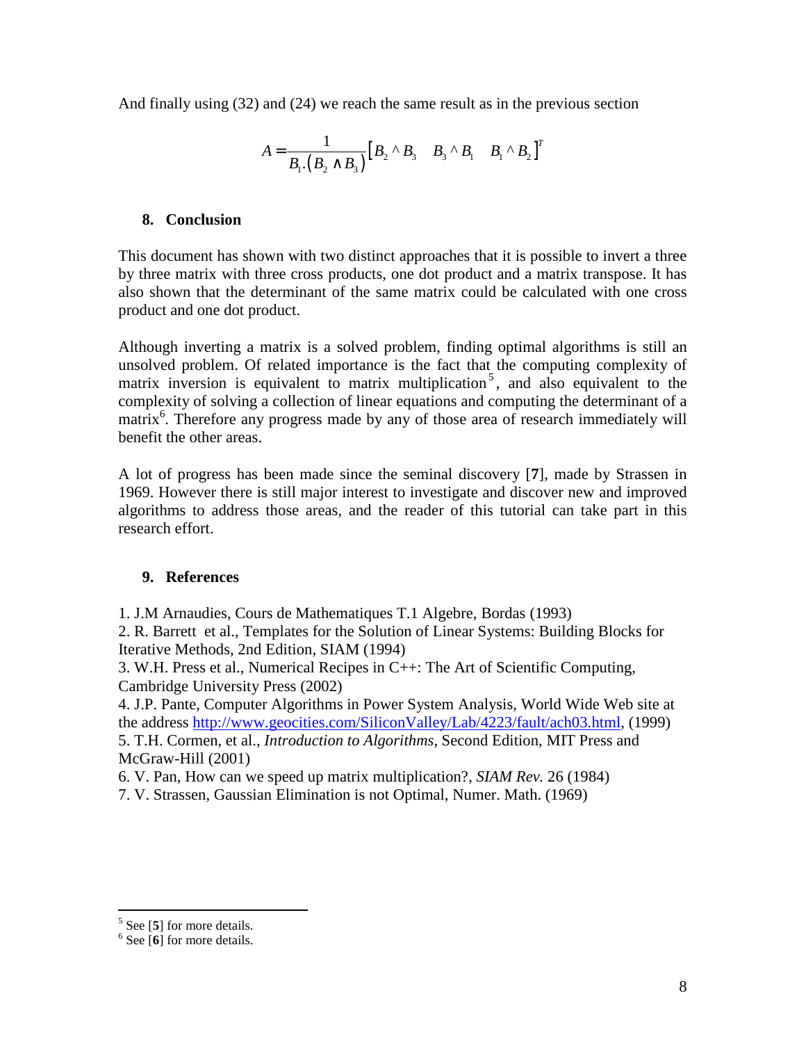And finally using (32) and (24) we reach the same result as in the previous section

$$A = \frac{1}{B_1.(B_2 \wedge B_3)} \begin{bmatrix} B_2 \wedge B_3 & B_3 \wedge B_1 & B_1 \wedge B_2 \end{bmatrix}^T$$

## 8. Conclusion

This document has shown with two distinct approaches that it is possible to invert a three by three matrix with three cross products, one dot product and a matrix transpose. It has also shown that the determinant of the same matrix could be calculated with one cross product and one dot product.

Although inverting a matrix is a solved problem, finding optimal algorithms is still an unsolved problem. Of related importance is the fact that the computing complexity of matrix inversion is equivalent to matrix multiplication[5], and also equivalent to the complexity of solving a collection of linear equations and computing the determinant of a matrix[6]. Therefore any progress made by any of those area of research immediately will benefit the other areas.

A lot of progress has been made since the seminal discovery [**7**], made by Strassen in 1969. However there is still major interest to investigate and discover new and improved algorithms to address those areas, and the reader of this tutorial can take part in this research effort.

## 9. References

1. J.M Arnaudies, Cours de Mathematiques T.1 Algebre, Bordas (1993)
2. R. Barrett et al., Templates for the Solution of Linear Systems: Building Blocks for Iterative Methods, 2nd Edition, SIAM (1994)
3. W.H. Press et al., Numerical Recipes in C++: The Art of Scientific Computing, Cambridge University Press (2002)
4. J.P. Pante, Computer Algorithms in Power System Analysis, World Wide Web site at the address http://www.geocities.com/SiliconValley/Lab/4223/fault/ach03.html, (1999)
5. T.H. Cormen, et al., *Introduction to Algorithms*, Second Edition, MIT Press and McGraw-Hill (2001)
6. V. Pan, How can we speed up matrix multiplication?, *SIAM Rev.* 26 (1984)
7. V. Strassen, Gaussian Elimination is not Optimal, Numer. Math. (1969)

[5] See [**5**] for more details.
[6] See [**6**] for more details.